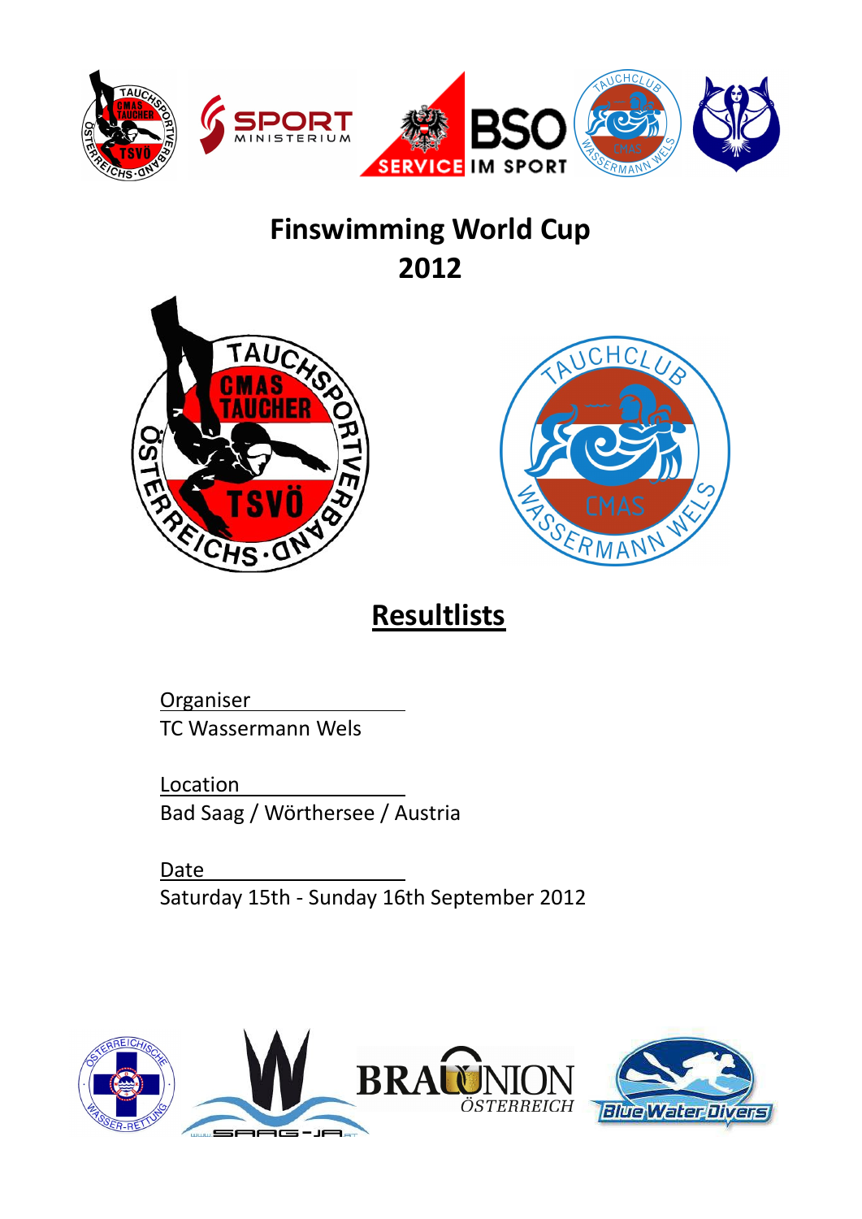# Finswimming World Cup 2012

## Resultlists

Organiser
TC Wassermann Wels

Location
Bad Saag / Wörthersee / Austria

Date
Saturday 15th - Sunday 16th September 2012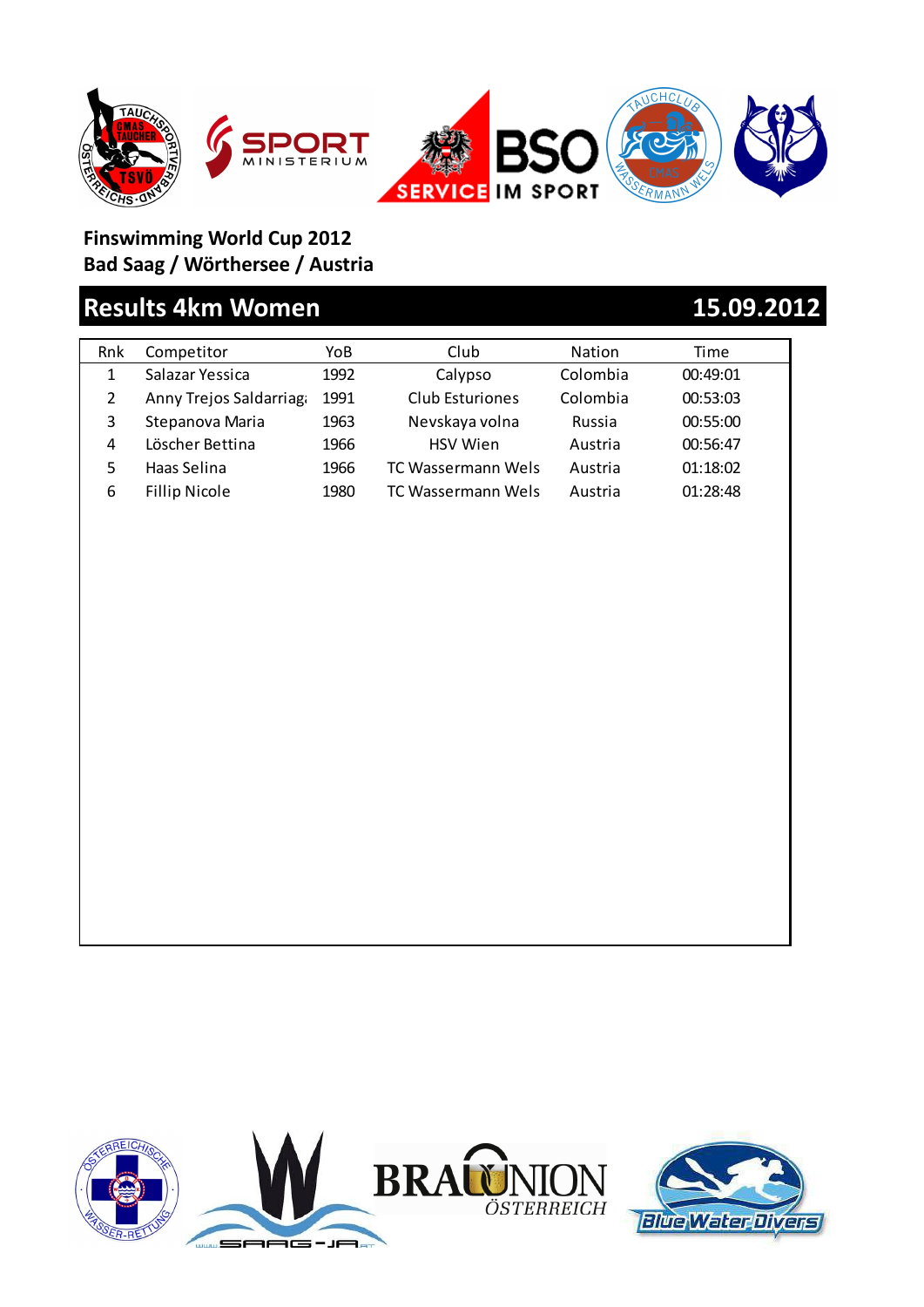**Finswimming World Cup 2012**
**Bad Saag / Wörthersee / Austria**

## Results 4km Women 15.09.2012

| Rnk | Competitor | YoB | Club | Nation | Time |
|---|---|---|---|---|---|
| 1 | Salazar Yessica | 1992 | Calypso | Colombia | 00:49:01 |
| 2 | Anny Trejos Saldarriag | 1991 | Club Esturiones | Colombia | 00:53:03 |
| 3 | Stepanova Maria | 1963 | Nevskaya volna | Russia | 00:55:00 |
| 4 | Löscher Bettina | 1966 | HSV Wien | Austria | 00:56:47 |
| 5 | Haas Selina | 1966 | TC Wassermann Wels | Austria | 01:18:02 |
| 6 | Fillip Nicole | 1980 | TC Wassermann Wels | Austria | 01:28:48 |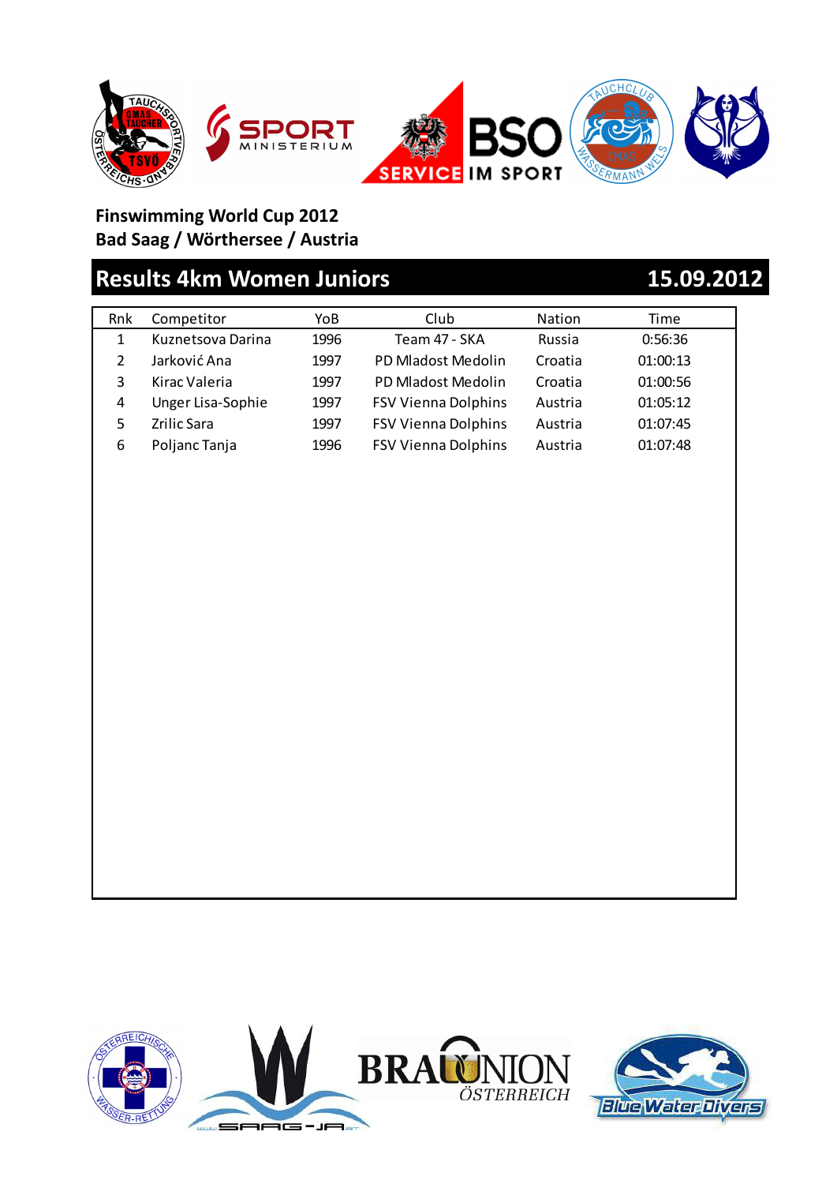**Finswimming World Cup 2012**
**Bad Saag / Wörthersee / Austria**

## Results 4km Women Juniors 15.09.2012

| Rnk | Competitor | YoB | Club | Nation | Time |
|---|---|---|---|---|---|
| 1 | Kuznetsova Darina | 1996 | Team 47 - SKA | Russia | 0:56:36 |
| 2 | Jarković Ana | 1997 | PD Mladost Medolin | Croatia | 01:00:13 |
| 3 | Kirac Valeria | 1997 | PD Mladost Medolin | Croatia | 01:00:56 |
| 4 | Unger Lisa-Sophie | 1997 | FSV Vienna Dolphins | Austria | 01:05:12 |
| 5 | Zrilic Sara | 1997 | FSV Vienna Dolphins | Austria | 01:07:45 |
| 6 | Poljanc Tanja | 1996 | FSV Vienna Dolphins | Austria | 01:07:48 |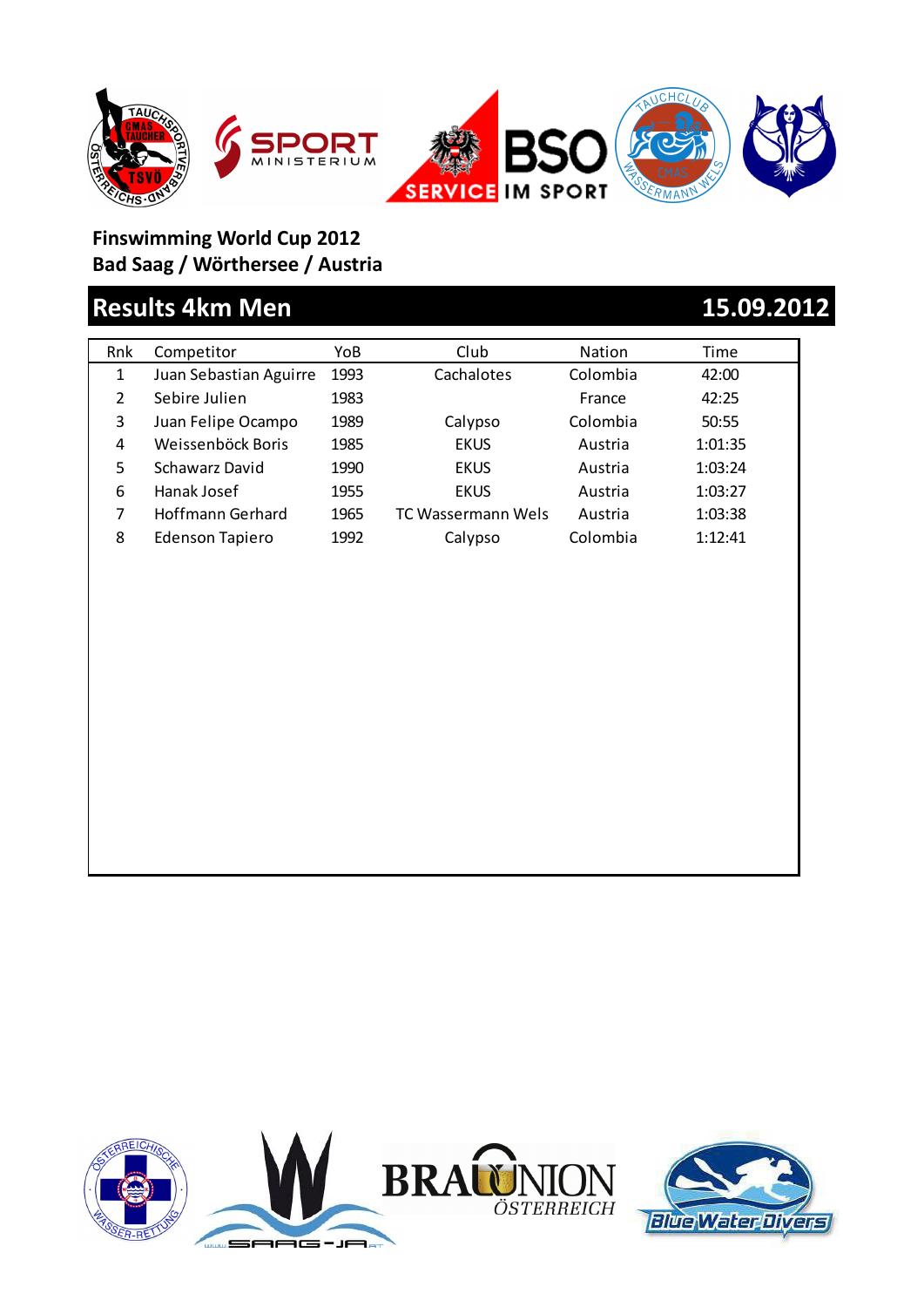**Finswimming World Cup 2012**
**Bad Saag / Wörthersee / Austria**

## Results 4km Men — 15.09.2012

| Rnk | Competitor | YoB | Club | Nation | Time |
|---|---|---|---|---|---|
| 1 | Juan Sebastian Aguirre | 1993 | Cachalotes | Colombia | 42:00 |
| 2 | Sebire Julien | 1983 | | France | 42:25 |
| 3 | Juan Felipe Ocampo | 1989 | Calypso | Colombia | 50:55 |
| 4 | Weissenböck Boris | 1985 | EKUS | Austria | 1:01:35 |
| 5 | Schawarz David | 1990 | EKUS | Austria | 1:03:24 |
| 6 | Hanak Josef | 1955 | EKUS | Austria | 1:03:27 |
| 7 | Hoffmann Gerhard | 1965 | TC Wassermann Wels | Austria | 1:03:38 |
| 8 | Edenson Tapiero | 1992 | Calypso | Colombia | 1:12:41 |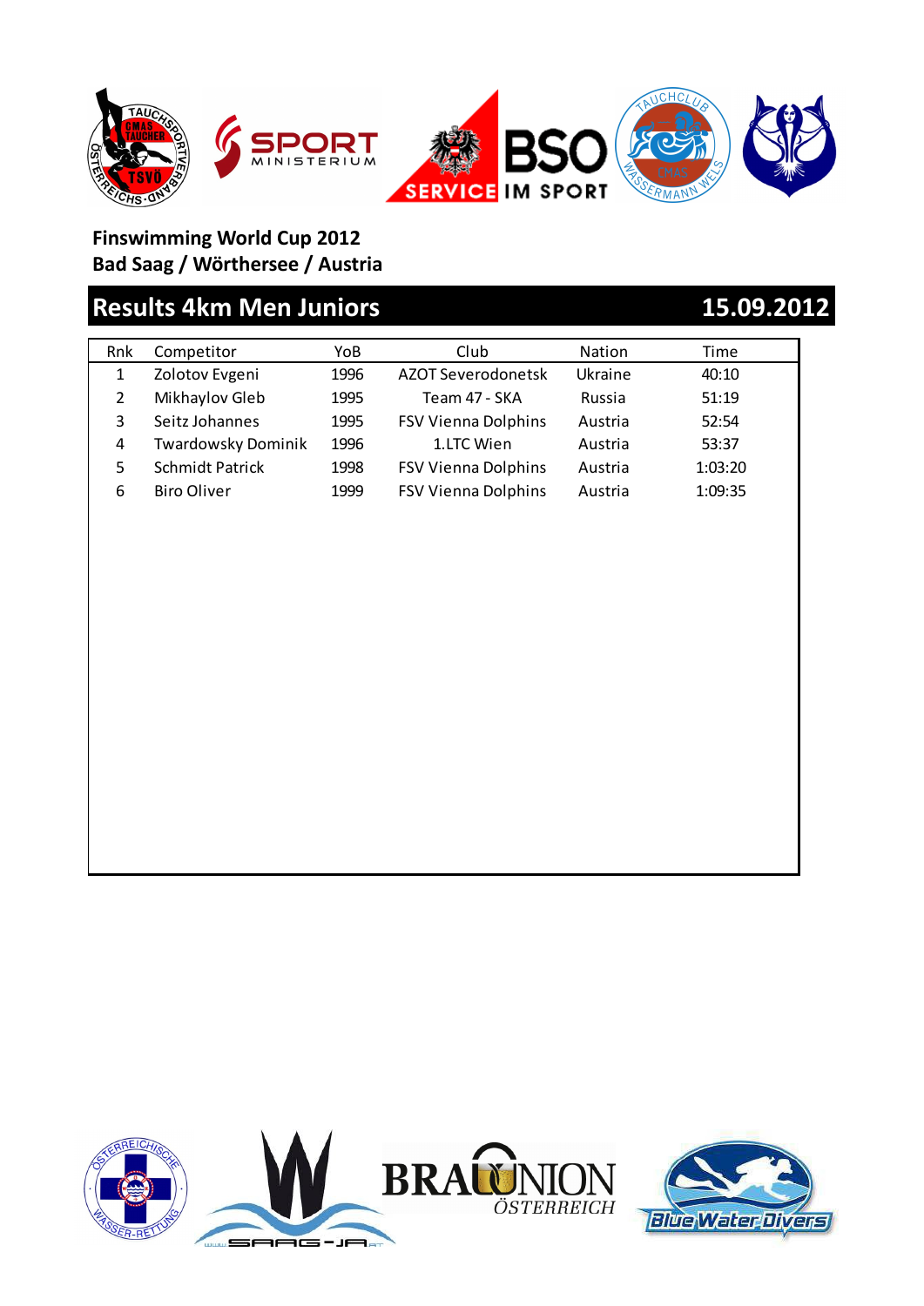**Finswimming World Cup 2012**
**Bad Saag / Wörthersee / Austria**

## Results 4km Men Juniors 15.09.2012

| Rnk | Competitor | YoB | Club | Nation | Time |
|---|---|---|---|---|---|
| 1 | Zolotov Evgeni | 1996 | AZOT Severodonetsk | Ukraine | 40:10 |
| 2 | Mikhaylov Gleb | 1995 | Team 47 - SKA | Russia | 51:19 |
| 3 | Seitz Johannes | 1995 | FSV Vienna Dolphins | Austria | 52:54 |
| 4 | Twardowsky Dominik | 1996 | 1.LTC Wien | Austria | 53:37 |
| 5 | Schmidt Patrick | 1998 | FSV Vienna Dolphins | Austria | 1:03:20 |
| 6 | Biro Oliver | 1999 | FSV Vienna Dolphins | Austria | 1:09:35 |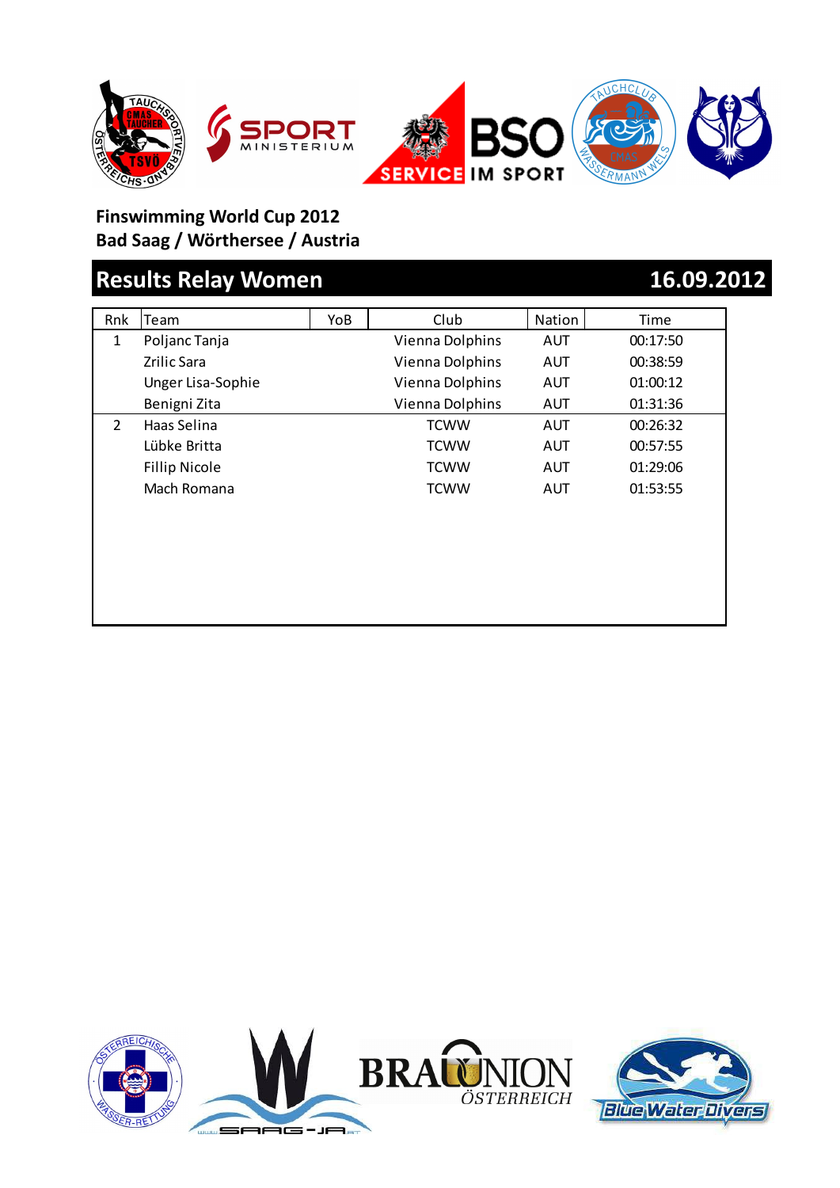**Finswimming World Cup 2012**
**Bad Saag / Wörthersee / Austria**

## Results Relay Women

**16.09.2012**

| Rnk | Team | YoB | Club | Nation | Time |
|---|---|---|---|---|---|
| 1 | Poljanc Tanja | | Vienna Dolphins | AUT | 00:17:50 |
| | Zrilic Sara | | Vienna Dolphins | AUT | 00:38:59 |
| | Unger Lisa-Sophie | | Vienna Dolphins | AUT | 01:00:12 |
| | Benigni Zita | | Vienna Dolphins | AUT | 01:31:36 |
| 2 | Haas Selina | | TCWW | AUT | 00:26:32 |
| | Lübke Britta | | TCWW | AUT | 00:57:55 |
| | Fillip Nicole | | TCWW | AUT | 01:29:06 |
| | Mach Romana | | TCWW | AUT | 01:53:55 |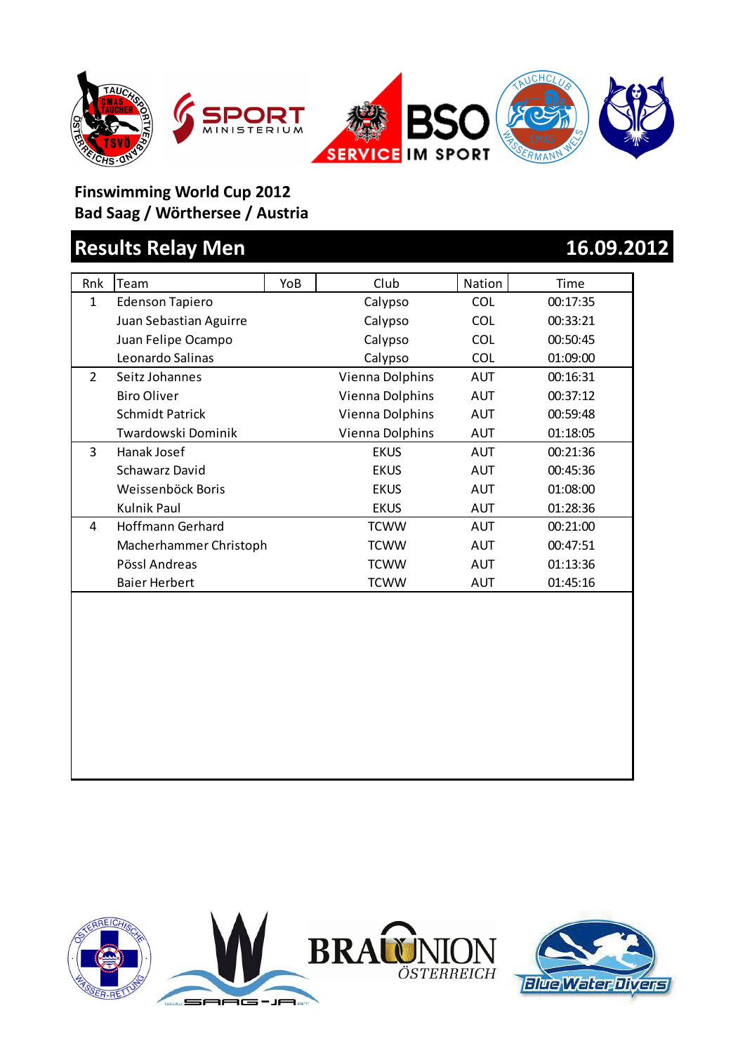**Finswimming World Cup 2012**
**Bad Saag / Wörthersee / Austria**

## Results Relay Men

**16.09.2012**

| Rnk | Team | YoB | Club | Nation | Time |
|---|---|---|---|---|---|
| 1 | Edenson Tapiero | | Calypso | COL | 00:17:35 |
| | Juan Sebastian Aguirre | | Calypso | COL | 00:33:21 |
| | Juan Felipe Ocampo | | Calypso | COL | 00:50:45 |
| | Leonardo Salinas | | Calypso | COL | 01:09:00 |
| 2 | Seitz Johannes | | Vienna Dolphins | AUT | 00:16:31 |
| | Biro Oliver | | Vienna Dolphins | AUT | 00:37:12 |
| | Schmidt Patrick | | Vienna Dolphins | AUT | 00:59:48 |
| | Twardowski Dominik | | Vienna Dolphins | AUT | 01:18:05 |
| 3 | Hanak Josef | | EKUS | AUT | 00:21:36 |
| | Schawarz David | | EKUS | AUT | 00:45:36 |
| | Weissenböck Boris | | EKUS | AUT | 01:08:00 |
| | Kulnik Paul | | EKUS | AUT | 01:28:36 |
| 4 | Hoffmann Gerhard | | TCWW | AUT | 00:21:00 |
| | Macherhammer Christoph | | TCWW | AUT | 00:47:51 |
| | Pössl Andreas | | TCWW | AUT | 01:13:36 |
| | Baier Herbert | | TCWW | AUT | 01:45:16 |